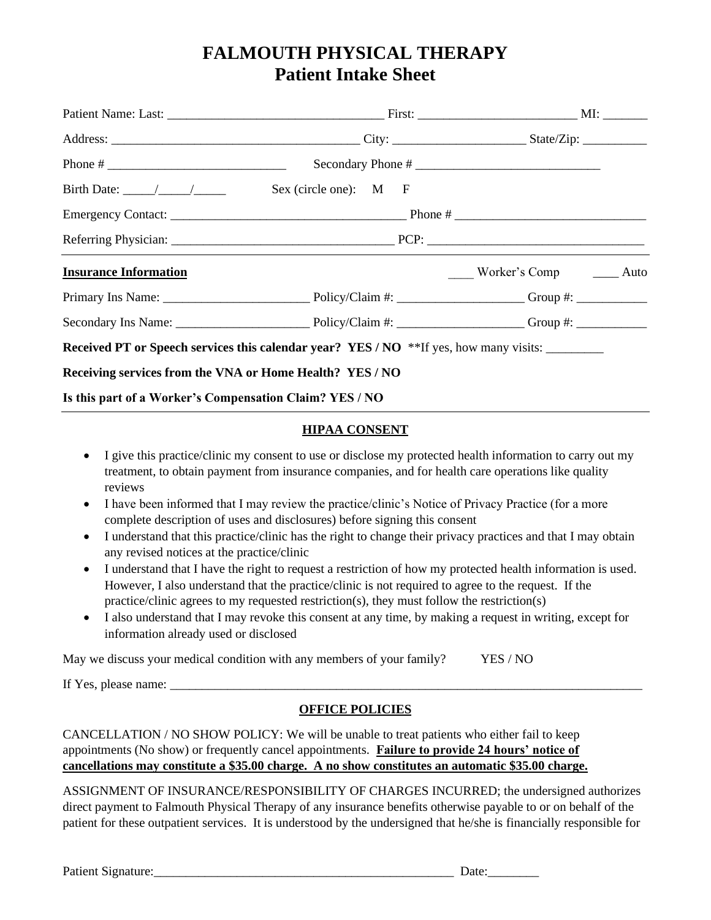# FALMOUTH PHYSICAL THERAPY
## Patient Intake Sheet

Patient Name: Last: _________________________________ First: ________________________ MI: _______

Address: ______________________________________ City: ____________________ State/Zip: __________

Phone # ____________________________ Secondary Phone # _____________________________

Birth Date: _____/_____/_____ Sex (circle one): M F

Emergency Contact: ____________________________________ Phone # _____________________________

Referring Physician: __________________________________ PCP: _________________________________

**Insurance Information** ____ Worker's Comp ____ Auto

Primary Ins Name: _______________________ Policy/Claim #: ____________________ Group #: ___________

Secondary Ins Name: _____________________ Policy/Claim #: ____________________ Group #: ___________

**Received PT or Speech services this calendar year? YES / NO** **If yes, how many visits: _________

**Receiving services from the VNA or Home Health? YES / NO**

**Is this part of a Worker's Compensation Claim? YES / NO**

### HIPAA CONSENT

- I give this practice/clinic my consent to use or disclose my protected health information to carry out my treatment, to obtain payment from insurance companies, and for health care operations like quality reviews
- I have been informed that I may review the practice/clinic's Notice of Privacy Practice (for a more complete description of uses and disclosures) before signing this consent
- I understand that this practice/clinic has the right to change their privacy practices and that I may obtain any revised notices at the practice/clinic
- I understand that I have the right to request a restriction of how my protected health information is used. However, I also understand that the practice/clinic is not required to agree to the request. If the practice/clinic agrees to my requested restriction(s), they must follow the restriction(s)
- I also understand that I may revoke this consent at any time, by making a request in writing, except for information already used or disclosed

May we discuss your medical condition with any members of your family? YES / NO

If Yes, please name: ________________________________________________________________________________

### OFFICE POLICIES

CANCELLATION / NO SHOW POLICY: We will be unable to treat patients who either fail to keep appointments (No show) or frequently cancel appointments. **Failure to provide 24 hours' notice of cancellations may constitute a $35.00 charge. A no show constitutes an automatic $35.00 charge.**

ASSIGNMENT OF INSURANCE/RESPONSIBILITY OF CHARGES INCURRED; the undersigned authorizes direct payment to Falmouth Physical Therapy of any insurance benefits otherwise payable to or on behalf of the patient for these outpatient services. It is understood by the undersigned that he/she is financially responsible for

Patient Signature:_________________________________________________ Date:________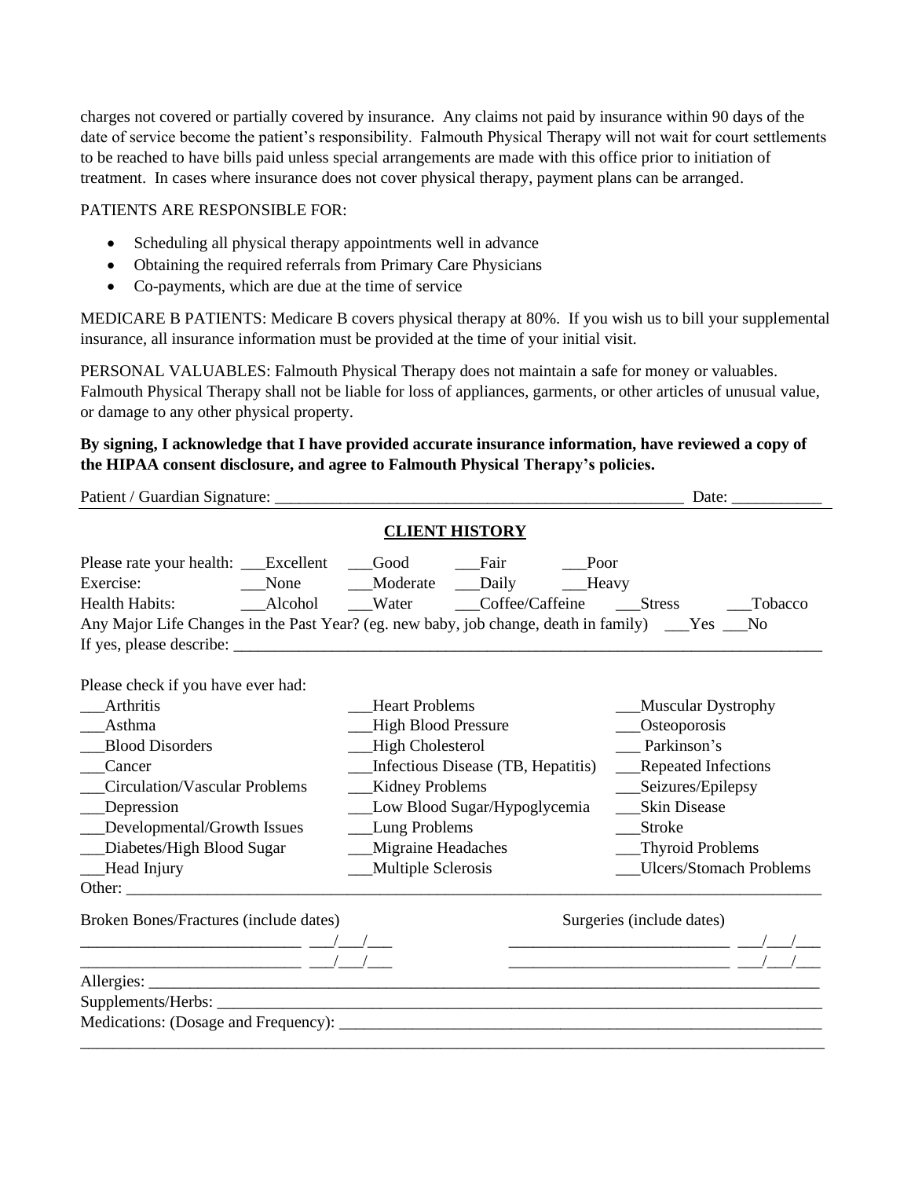charges not covered or partially covered by insurance. Any claims not paid by insurance within 90 days of the date of service become the patient's responsibility. Falmouth Physical Therapy will not wait for court settlements to be reached to have bills paid unless special arrangements are made with this office prior to initiation of treatment. In cases where insurance does not cover physical therapy, payment plans can be arranged.

PATIENTS ARE RESPONSIBLE FOR:

- Scheduling all physical therapy appointments well in advance
- Obtaining the required referrals from Primary Care Physicians
- Co-payments, which are due at the time of service

MEDICARE B PATIENTS: Medicare B covers physical therapy at 80%. If you wish us to bill your supplemental insurance, all insurance information must be provided at the time of your initial visit.

PERSONAL VALUABLES: Falmouth Physical Therapy does not maintain a safe for money or valuables. Falmouth Physical Therapy shall not be liable for loss of appliances, garments, or other articles of unusual value, or damage to any other physical property.

**By signing, I acknowledge that I have provided accurate insurance information, have reviewed a copy of the HIPAA consent disclosure, and agree to Falmouth Physical Therapy's policies.**

Patient / Guardian Signature: ___________________________________________________ Date: ___________

## CLIENT HISTORY

Please rate your health: ___Excellent ___Good ___Fair ___Poor

Exercise: ___None ___Moderate ___Daily ___Heavy

Health Habits: ___Alcohol ___Water ___Coffee/Caffeine ___Stress ___Tobacco

Any Major Life Changes in the Past Year? (eg. new baby, job change, death in family) ___Yes ___No

If yes, please describe: ___________________________________________________________________________

Please check if you have ever had:

| | | |
|---|---|---|
| ___Arthritis | ___Heart Problems | ___Muscular Dystrophy |
| ___Asthma | ___High Blood Pressure | ___Osteoporosis |
| ___Blood Disorders | ___High Cholesterol | ___ Parkinson's |
| ___Cancer | ___Infectious Disease (TB, Hepatitis) | ___Repeated Infections |
| ___Circulation/Vascular Problems | ___Kidney Problems | ___Seizures/Epilepsy |
| ___Depression | ___Low Blood Sugar/Hypoglycemia | ___Skin Disease |
| ___Developmental/Growth Issues | ___Lung Problems | ___Stroke |
| ___Diabetes/High Blood Sugar | ___Migraine Headaches | ___Thyroid Problems |
| ___Head Injury | ___Multiple Sclerosis | ___Ulcers/Stomach Problems |

Other: ____________________________________________________________________________________________

| Broken Bones/Fractures (include dates) | | Surgeries (include dates) | |
|---|---|---|---|
| ____________________________ | ___/___/___ | ____________________________ | ___/___/___ |
| ____________________________ | ___/___/___ | ____________________________ | ___/___/___ |

Allergies: _________________________________________________________________________________________

Supplements/Herbs: _________________________________________________________________________________

Medications: (Dosage and Frequency): ___________________________________________________________

_________________________________________________________________________________________________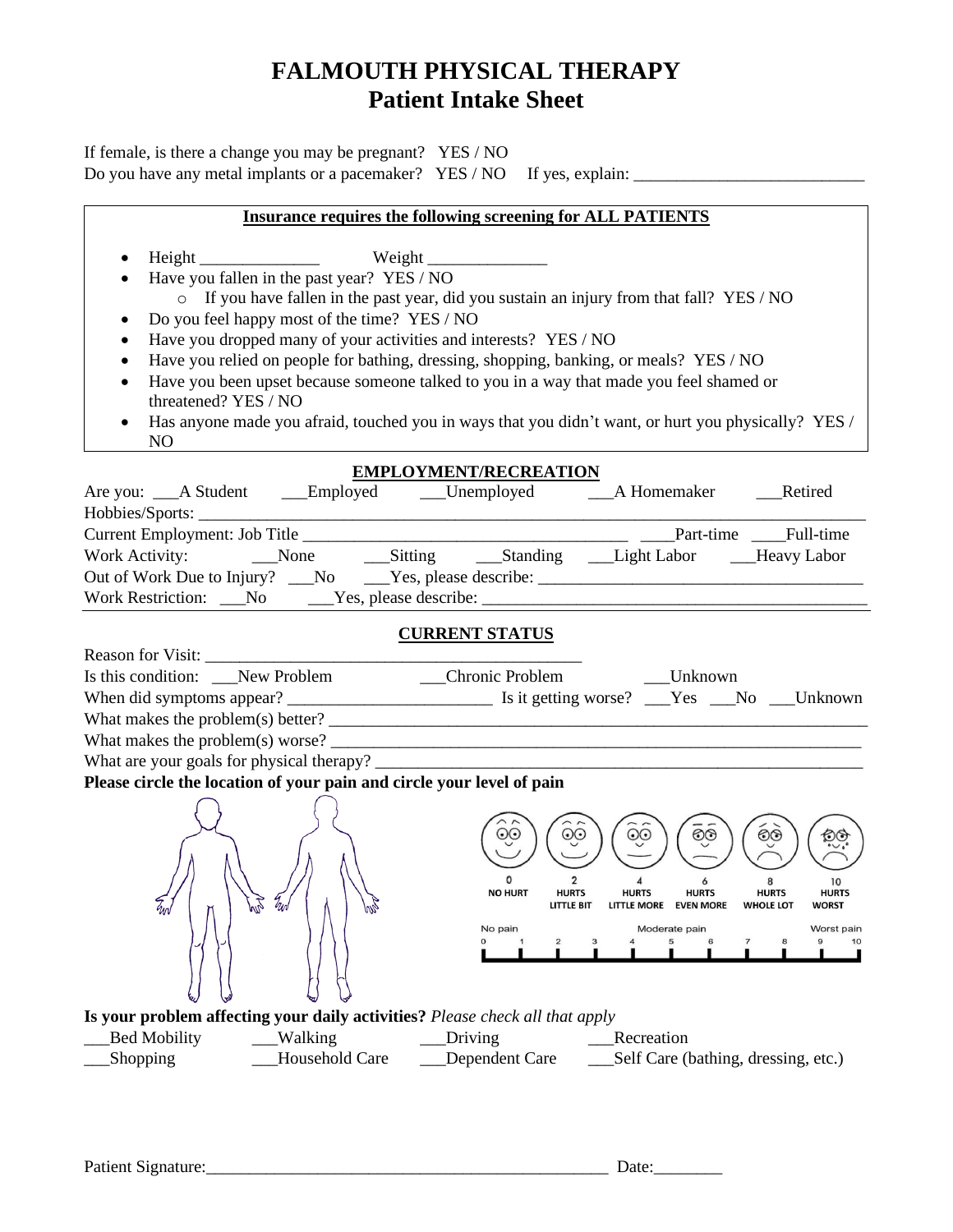# FALMOUTH PHYSICAL THERAPY
## Patient Intake Sheet

If female, is there a change you may be pregnant? YES / NO
Do you have any metal implants or a pacemaker? YES / NO If yes, explain: ___________________________

**Insurance requires the following screening for ALL PATIENTS**

- Height ______________ Weight ______________
- Have you fallen in the past year? YES / NO
  - If you have fallen in the past year, did you sustain an injury from that fall? YES / NO
- Do you feel happy most of the time? YES / NO
- Have you dropped many of your activities and interests? YES / NO
- Have you relied on people for bathing, dressing, shopping, banking, or meals? YES / NO
- Have you been upset because someone talked to you in a way that made you feel shamed or threatened? YES / NO
- Has anyone made you afraid, touched you in ways that you didn't want, or hurt you physically? YES / NO

**EMPLOYMENT/RECREATION**

Are you: ___A Student ___Employed ___Unemployed ___A Homemaker ___Retired
Hobbies/Sports: ________________________________________________________________________________
Current Employment: Job Title ________________________________________ ____Part-time ____Full-time
Work Activity: ___None ___Sitting ___Standing ___Light Labor ___Heavy Labor
Out of Work Due to Injury? ___No ___Yes, please describe: _____________________________________
Work Restriction: ___No ___Yes, please describe: _____________________________________________

**CURRENT STATUS**

Reason for Visit: _____________________________________________
Is this condition: ___New Problem ___Chronic Problem ___Unknown
When did symptoms appear? ________________________ Is it getting worse? ___Yes ___No ___Unknown
What makes the problem(s) better? ____________________________________________________________
What makes the problem(s) worse? ____________________________________________________________
What are your goals for physical therapy? _____________________________________________________

**Please circle the location of your pain and circle your level of pain**

0 NO HURT
2 HURTS LITTLE BIT
4 HURTS LITTLE MORE
6 HURTS EVEN MORE
8 HURTS WHOLE LOT
10 HURTS WORST

No pain — Moderate pain — Worst pain
0 1 2 3 4 5 6 7 8 9 10

**Is your problem affecting your daily activities?** *Please check all that apply*

___Bed Mobility ___Walking ___Driving ___Recreation
___Shopping ___Household Care ___Dependent Care ___Self Care (bathing, dressing, etc.)

Patient Signature:_________________________________________________ Date:________